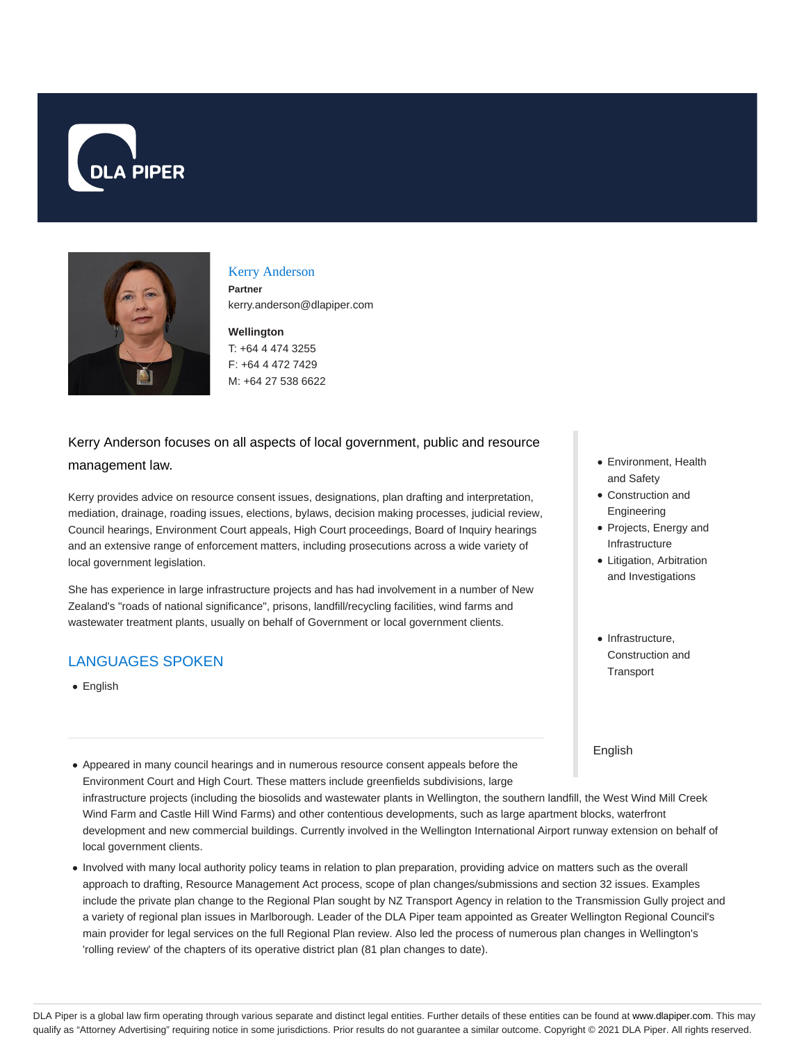Kerry Anderson

**Partner**

kerry.anderson@dlapiper.com

**Wellington**

T: +64 4 474 3255

F: +64 4 472 7429

M: +64 27 538 6622

Kerry Anderson focuses on all aspects of local government, public and resource management law.

Kerry provides advice on resource consent issues, designations, plan drafting and interpretation, mediation, drainage, roading issues, elections, bylaws, decision making processes, judicial review, Council hearings, Environment Court appeals, High Court proceedings, Board of Inquiry hearings and an extensive range of enforcement matters, including prosecutions across a wide variety of local government legislation.

She has experience in large infrastructure projects and has had involvement in a number of New Zealand's "roads of national significance", prisons, landfill/recycling facilities, wind farms and wastewater treatment plants, usually on behalf of Government or local government clients.

- Environment, Health and Safety
- Construction and Engineering
- Projects, Energy and Infrastructure
- Litigation, Arbitration and Investigations

- Infrastructure, Construction and Transport

English

## LANGUAGES SPOKEN

- English

- Appeared in many council hearings and in numerous resource consent appeals before the Environment Court and High Court. These matters include greenfields subdivisions, large infrastructure projects (including the biosolids and wastewater plants in Wellington, the southern landfill, the West Wind Mill Creek Wind Farm and Castle Hill Wind Farms) and other contentious developments, such as large apartment blocks, waterfront development and new commercial buildings. Currently involved in the Wellington International Airport runway extension on behalf of local government clients.
- Involved with many local authority policy teams in relation to plan preparation, providing advice on matters such as the overall approach to drafting, Resource Management Act process, scope of plan changes/submissions and section 32 issues. Examples include the private plan change to the Regional Plan sought by NZ Transport Agency in relation to the Transmission Gully project and a variety of regional plan issues in Marlborough. Leader of the DLA Piper team appointed as Greater Wellington Regional Council's main provider for legal services on the full Regional Plan review. Also led the process of numerous plan changes in Wellington's 'rolling review' of the chapters of its operative district plan (81 plan changes to date).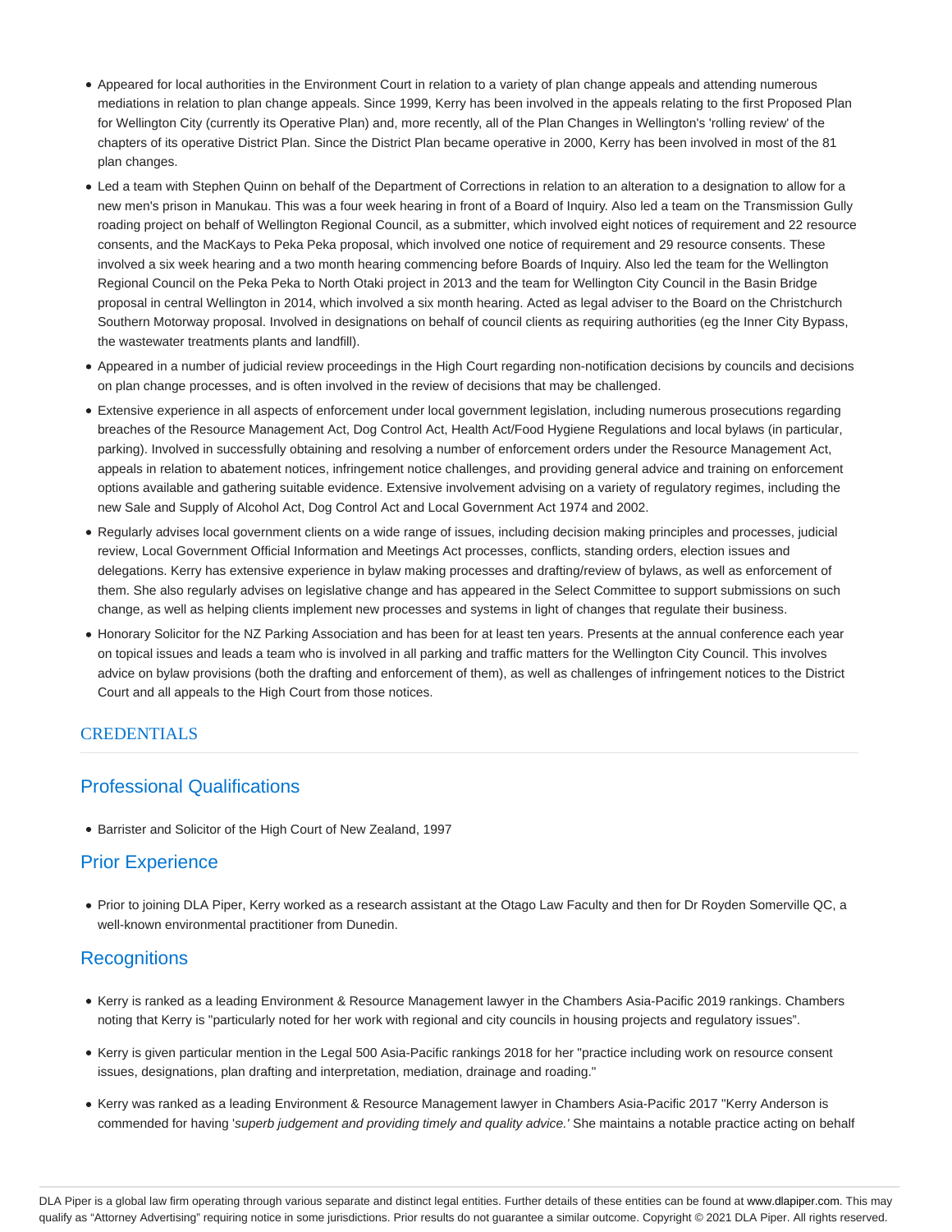- Appeared for local authorities in the Environment Court in relation to a variety of plan change appeals and attending numerous mediations in relation to plan change appeals. Since 1999, Kerry has been involved in the appeals relating to the first Proposed Plan for Wellington City (currently its Operative Plan) and, more recently, all of the Plan Changes in Wellington's 'rolling review' of the chapters of its operative District Plan. Since the District Plan became operative in 2000, Kerry has been involved in most of the 81 plan changes.
- Led a team with Stephen Quinn on behalf of the Department of Corrections in relation to an alteration to a designation to allow for a new men's prison in Manukau. This was a four week hearing in front of a Board of Inquiry. Also led a team on the Transmission Gully roading project on behalf of Wellington Regional Council, as a submitter, which involved eight notices of requirement and 22 resource consents, and the MacKays to Peka Peka proposal, which involved one notice of requirement and 29 resource consents. These involved a six week hearing and a two month hearing commencing before Boards of Inquiry. Also led the team for the Wellington Regional Council on the Peka Peka to North Otaki project in 2013 and the team for Wellington City Council in the Basin Bridge proposal in central Wellington in 2014, which involved a six month hearing. Acted as legal adviser to the Board on the Christchurch Southern Motorway proposal. Involved in designations on behalf of council clients as requiring authorities (eg the Inner City Bypass, the wastewater treatments plants and landfill).
- Appeared in a number of judicial review proceedings in the High Court regarding non-notification decisions by councils and decisions on plan change processes, and is often involved in the review of decisions that may be challenged.
- Extensive experience in all aspects of enforcement under local government legislation, including numerous prosecutions regarding breaches of the Resource Management Act, Dog Control Act, Health Act/Food Hygiene Regulations and local bylaws (in particular, parking). Involved in successfully obtaining and resolving a number of enforcement orders under the Resource Management Act, appeals in relation to abatement notices, infringement notice challenges, and providing general advice and training on enforcement options available and gathering suitable evidence. Extensive involvement advising on a variety of regulatory regimes, including the new Sale and Supply of Alcohol Act, Dog Control Act and Local Government Act 1974 and 2002.
- Regularly advises local government clients on a wide range of issues, including decision making principles and processes, judicial review, Local Government Official Information and Meetings Act processes, conflicts, standing orders, election issues and delegations. Kerry has extensive experience in bylaw making processes and drafting/review of bylaws, as well as enforcement of them. She also regularly advises on legislative change and has appeared in the Select Committee to support submissions on such change, as well as helping clients implement new processes and systems in light of changes that regulate their business.
- Honorary Solicitor for the NZ Parking Association and has been for at least ten years. Presents at the annual conference each year on topical issues and leads a team who is involved in all parking and traffic matters for the Wellington City Council. This involves advice on bylaw provisions (both the drafting and enforcement of them), as well as challenges of infringement notices to the District Court and all appeals to the High Court from those notices.

## CREDENTIALS

### Professional Qualifications

- Barrister and Solicitor of the High Court of New Zealand, 1997

### Prior Experience

- Prior to joining DLA Piper, Kerry worked as a research assistant at the Otago Law Faculty and then for Dr Royden Somerville QC, a well-known environmental practitioner from Dunedin.

### Recognitions

- Kerry is ranked as a leading Environment & Resource Management lawyer in the Chambers Asia-Pacific 2019 rankings. Chambers noting that Kerry is "particularly noted for her work with regional and city councils in housing projects and regulatory issues".
- Kerry is given particular mention in the Legal 500 Asia-Pacific rankings 2018 for her "practice including work on resource consent issues, designations, plan drafting and interpretation, mediation, drainage and roading."
- Kerry was ranked as a leading Environment & Resource Management lawyer in Chambers Asia-Pacific 2017 "Kerry Anderson is commended for having '*superb judgement and providing timely and quality advice.'* She maintains a notable practice acting on behalf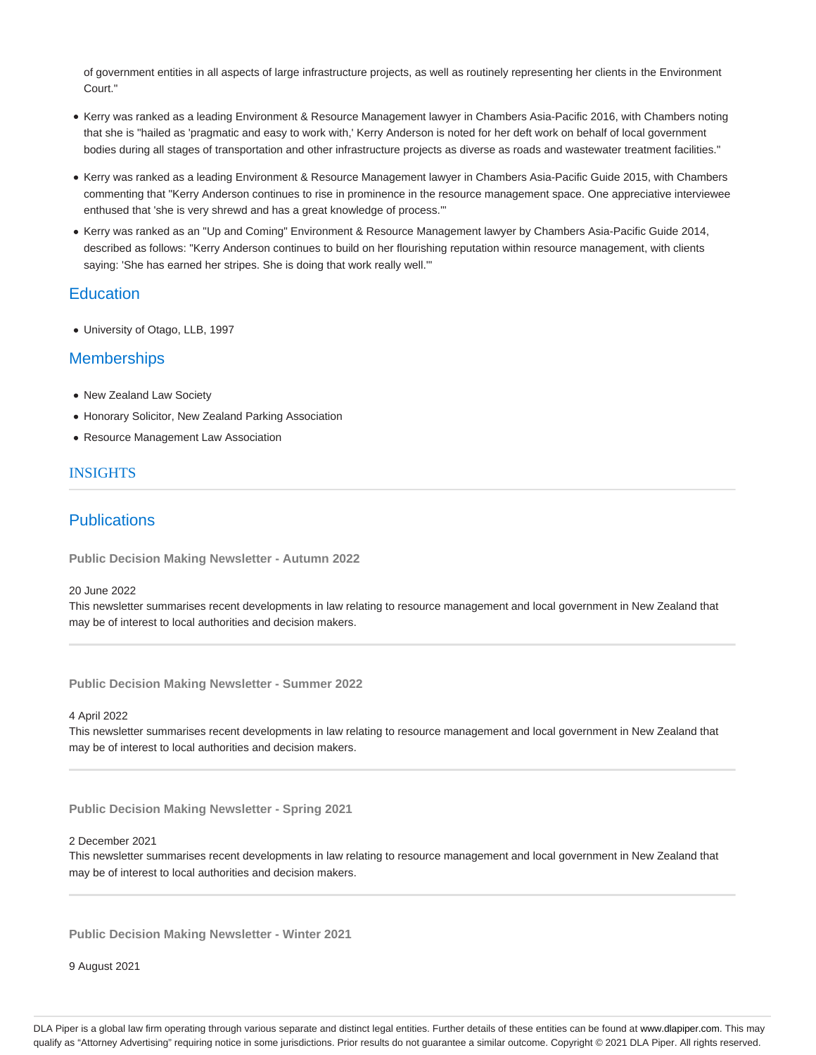of government entities in all aspects of large infrastructure projects, as well as routinely representing her clients in the Environment Court."

- Kerry was ranked as a leading Environment & Resource Management lawyer in Chambers Asia-Pacific 2016, with Chambers noting that she is "hailed as 'pragmatic and easy to work with,' Kerry Anderson is noted for her deft work on behalf of local government bodies during all stages of transportation and other infrastructure projects as diverse as roads and wastewater treatment facilities."
- Kerry was ranked as a leading Environment & Resource Management lawyer in Chambers Asia-Pacific Guide 2015, with Chambers commenting that "Kerry Anderson continues to rise in prominence in the resource management space. One appreciative interviewee enthused that 'she is very shrewd and has a great knowledge of process.'"
- Kerry was ranked as an "Up and Coming" Environment & Resource Management lawyer by Chambers Asia-Pacific Guide 2014, described as follows: "Kerry Anderson continues to build on her flourishing reputation within resource management, with clients saying: 'She has earned her stripes. She is doing that work really well.'"

## Education

- University of Otago, LLB, 1997

## Memberships

- New Zealand Law Society
- Honorary Solicitor, New Zealand Parking Association
- Resource Management Law Association

## INSIGHTS

## Publications

**Public Decision Making Newsletter - Autumn 2022**

20 June 2022

This newsletter summarises recent developments in law relating to resource management and local government in New Zealand that may be of interest to local authorities and decision makers.

**Public Decision Making Newsletter - Summer 2022**

4 April 2022

This newsletter summarises recent developments in law relating to resource management and local government in New Zealand that may be of interest to local authorities and decision makers.

**Public Decision Making Newsletter - Spring 2021**

2 December 2021

This newsletter summarises recent developments in law relating to resource management and local government in New Zealand that may be of interest to local authorities and decision makers.

**Public Decision Making Newsletter - Winter 2021**

9 August 2021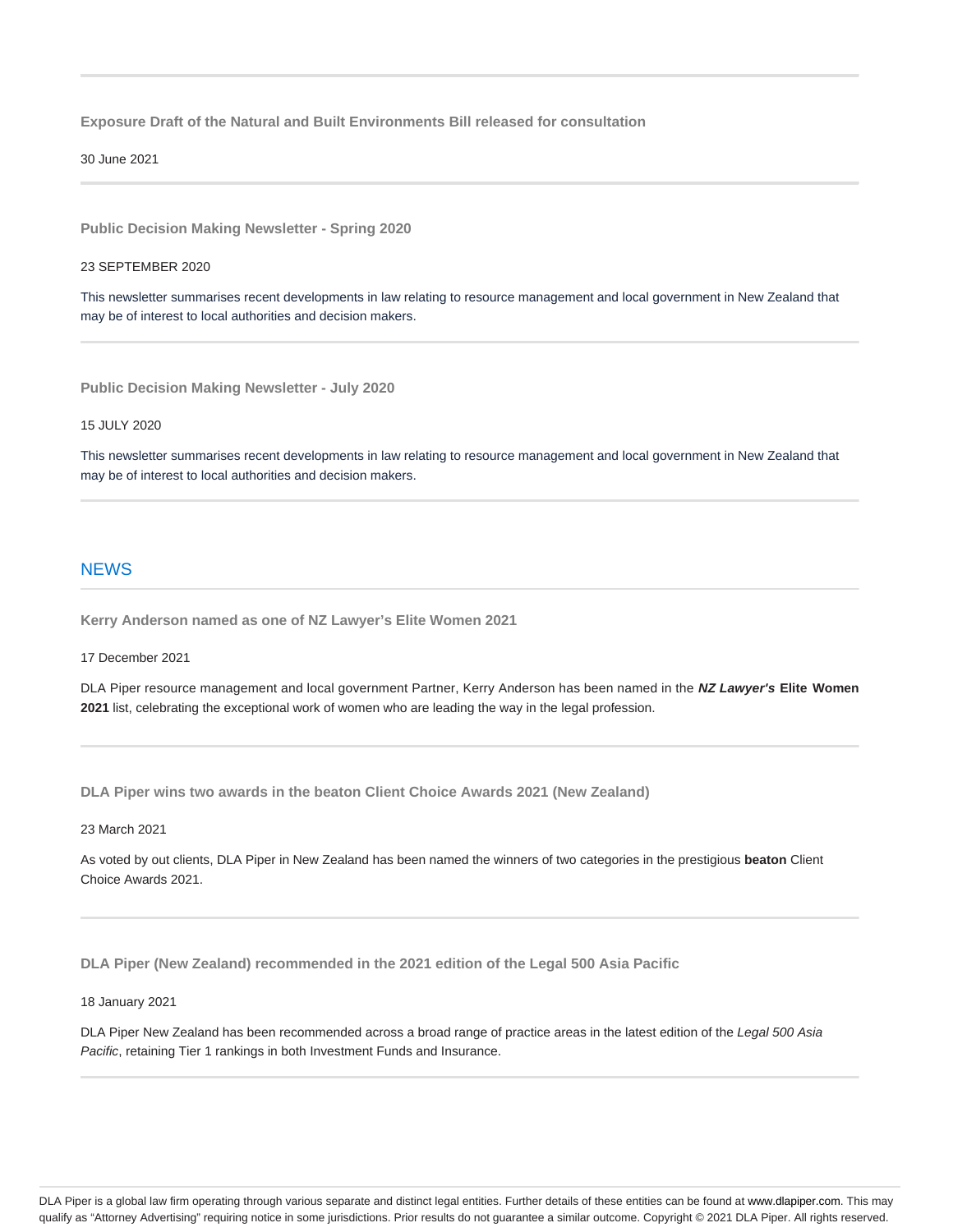**Exposure Draft of the Natural and Built Environments Bill released for consultation**

30 June 2021

**Public Decision Making Newsletter - Spring 2020**

23 SEPTEMBER 2020

This newsletter summarises recent developments in law relating to resource management and local government in New Zealand that may be of interest to local authorities and decision makers.

**Public Decision Making Newsletter - July 2020**

15 JULY 2020

This newsletter summarises recent developments in law relating to resource management and local government in New Zealand that may be of interest to local authorities and decision makers.

## NEWS

**Kerry Anderson named as one of NZ Lawyer's Elite Women 2021**

17 December 2021

DLA Piper resource management and local government Partner, Kerry Anderson has been named in the ***NZ Lawyer's*** **Elite Women 2021** list, celebrating the exceptional work of women who are leading the way in the legal profession.

**DLA Piper wins two awards in the beaton Client Choice Awards 2021 (New Zealand)**

23 March 2021

As voted by out clients, DLA Piper in New Zealand has been named the winners of two categories in the prestigious **beaton** Client Choice Awards 2021.

**DLA Piper (New Zealand) recommended in the 2021 edition of the Legal 500 Asia Pacific**

18 January 2021

DLA Piper New Zealand has been recommended across a broad range of practice areas in the latest edition of the *Legal 500 Asia Pacific*, retaining Tier 1 rankings in both Investment Funds and Insurance.

DLA Piper is a global law firm operating through various separate and distinct legal entities. Further details of these entities can be found at www.dlapiper.com. This may qualify as "Attorney Advertising" requiring notice in some jurisdictions. Prior results do not guarantee a similar outcome. Copyright © 2021 DLA Piper. All rights reserved.